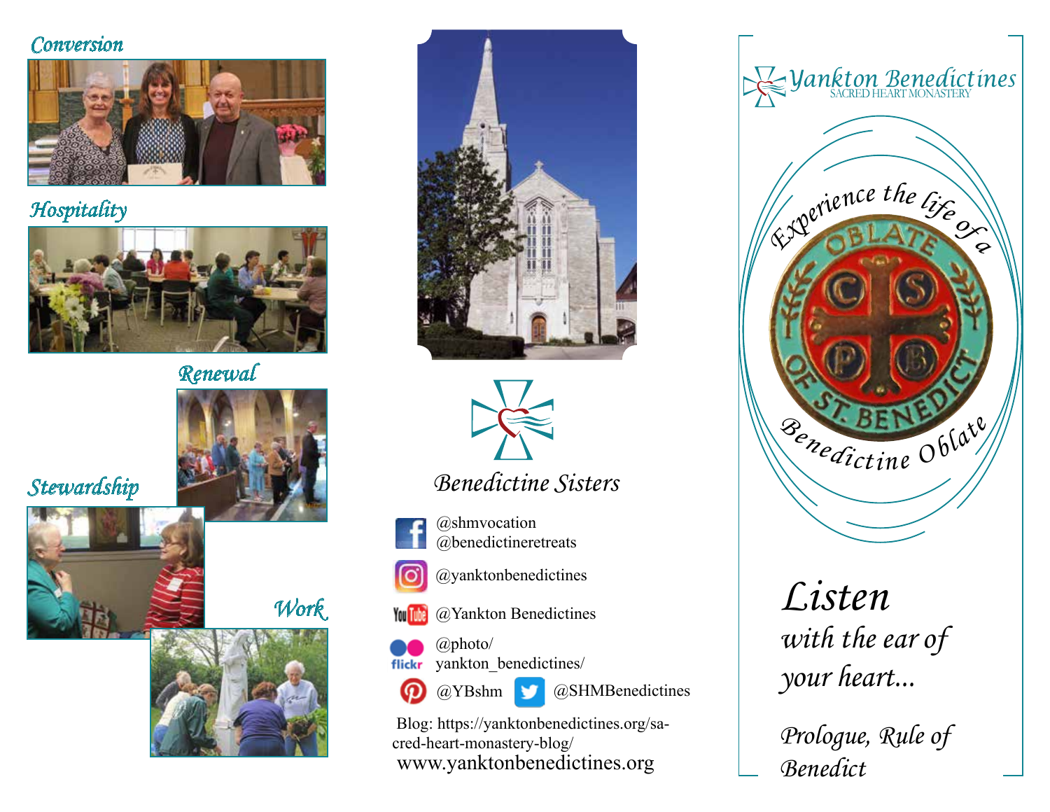## Conversion

## Hospitality

## Renewal

## Stewardship

## Work

Benedictine Sisters

@shmvocation
@benedictineretreats

@yanktonbenedictines

@Yankton Benedictines

@photo/
yankton_benedictines/

@YBshm

@SHMBenedictines

Blog: https://yanktonbenedictines.org/sacred-heart-monastery-blog/
www.yanktonbenedictines.org

# Yankton Benedictines

SACRED HEART MONASTERY

*Experience the life of a Benedictine Oblate*

OBLATE OF ST. BENEDICT

C S P B

*Listen*
*with the ear of*
*your heart...*

*Prologue, Rule of Benedict*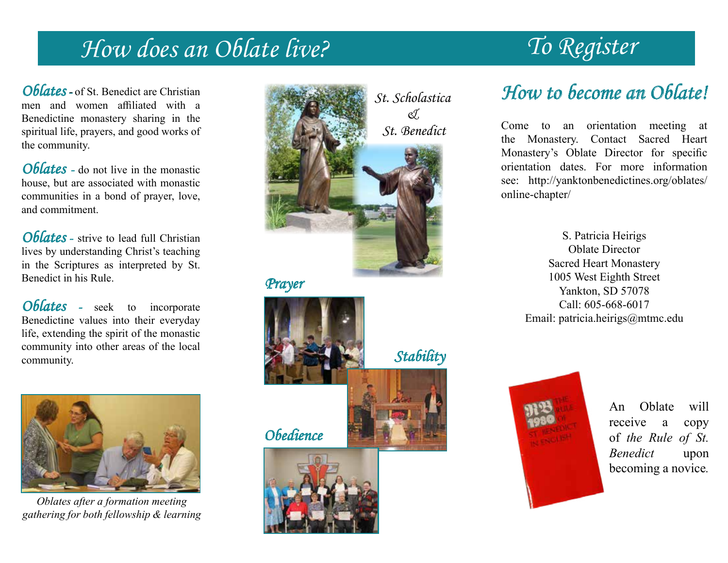# How does an Oblate live?

***Oblates*** - of St. Benedict are Christian men and women affiliated with a Benedictine monastery sharing in the spiritual life, prayers, and good works of the community.

***Oblates*** - do not live in the monastic house, but are associated with monastic communities in a bond of prayer, love, and commitment.

***Oblates*** - strive to lead full Christian lives by understanding Christ's teaching in the Scriptures as interpreted by St. Benedict in his Rule.

***Oblates*** - seek to incorporate Benedictine values into their everyday life, extending the spirit of the monastic community into other areas of the local community.

*Oblates after a formation meeting gathering for both fellowship & learning*

*St. Scholastica & St. Benedict*

*Prayer*

*Stability*

*Obedience*

# To Register

## How to become an Oblate!

Come to an orientation meeting at the Monastery. Contact Sacred Heart Monastery's Oblate Director for specific orientation dates. For more information see: http://yanktonbenedictines.org/oblates/online-chapter/

S. Patricia Heirigs
Oblate Director
Sacred Heart Monastery
1005 West Eighth Street
Yankton, SD 57078
Call: 605-668-6017
Email: patricia.heirigs@mtmc.edu

An Oblate will receive a copy of *the Rule of St. Benedict* upon becoming a novice.